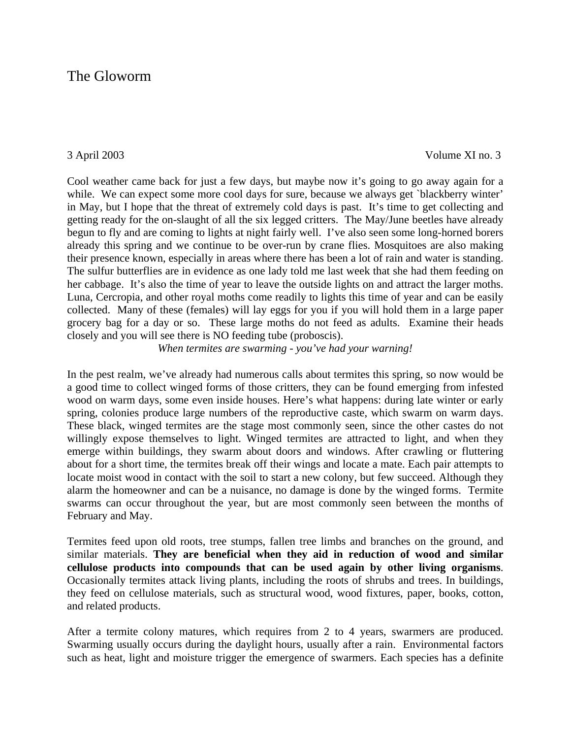# The Gloworm

3 April 2003 Volume XI no. 3

Cool weather came back for just a few days, but maybe now it's going to go away again for a while. We can expect some more cool days for sure, because we always get `blackberry winter' in May, but I hope that the threat of extremely cold days is past. It's time to get collecting and getting ready for the on-slaught of all the six legged critters. The May/June beetles have already begun to fly and are coming to lights at night fairly well. I've also seen some long-horned borers already this spring and we continue to be over-run by crane flies. Mosquitoes are also making their presence known, especially in areas where there has been a lot of rain and water is standing. The sulfur butterflies are in evidence as one lady told me last week that she had them feeding on her cabbage. It's also the time of year to leave the outside lights on and attract the larger moths. Luna, Cercropia, and other royal moths come readily to lights this time of year and can be easily collected. Many of these (females) will lay eggs for you if you will hold them in a large paper grocery bag for a day or so. These large moths do not feed as adults. Examine their heads closely and you will see there is NO feeding tube (proboscis).

*When termites are swarming - you've had your warning!*

In the pest realm, we've already had numerous calls about termites this spring, so now would be a good time to collect winged forms of those critters, they can be found emerging from infested wood on warm days, some even inside houses. Here's what happens: during late winter or early spring, colonies produce large numbers of the reproductive caste, which swarm on warm days. These black, winged termites are the stage most commonly seen, since the other castes do not willingly expose themselves to light. Winged termites are attracted to light, and when they emerge within buildings, they swarm about doors and windows. After crawling or fluttering about for a short time, the termites break off their wings and locate a mate. Each pair attempts to locate moist wood in contact with the soil to start a new colony, but few succeed. Although they alarm the homeowner and can be a nuisance, no damage is done by the winged forms. Termite swarms can occur throughout the year, but are most commonly seen between the months of February and May.

Termites feed upon old roots, tree stumps, fallen tree limbs and branches on the ground, and similar materials. **They are beneficial when they aid in reduction of wood and similar cellulose products into compounds that can be used again by other living organisms**. Occasionally termites attack living plants, including the roots of shrubs and trees. In buildings, they feed on cellulose materials, such as structural wood, wood fixtures, paper, books, cotton, and related products.

After a termite colony matures, which requires from 2 to 4 years, swarmers are produced. Swarming usually occurs during the daylight hours, usually after a rain. Environmental factors such as heat, light and moisture trigger the emergence of swarmers. Each species has a definite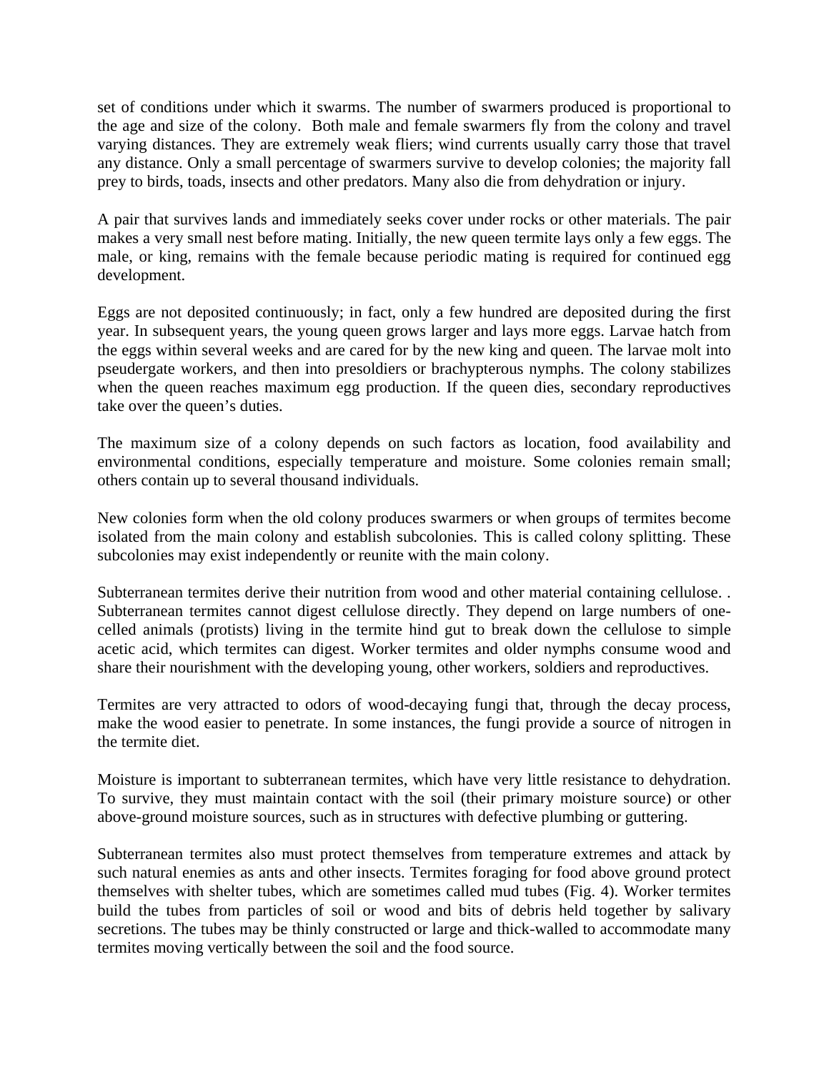set of conditions under which it swarms. The number of swarmers produced is proportional to the age and size of the colony. Both male and female swarmers fly from the colony and travel varying distances. They are extremely weak fliers; wind currents usually carry those that travel any distance. Only a small percentage of swarmers survive to develop colonies; the majority fall prey to birds, toads, insects and other predators. Many also die from dehydration or injury.

A pair that survives lands and immediately seeks cover under rocks or other materials. The pair makes a very small nest before mating. Initially, the new queen termite lays only a few eggs. The male, or king, remains with the female because periodic mating is required for continued egg development.

Eggs are not deposited continuously; in fact, only a few hundred are deposited during the first year. In subsequent years, the young queen grows larger and lays more eggs. Larvae hatch from the eggs within several weeks and are cared for by the new king and queen. The larvae molt into pseudergate workers, and then into presoldiers or brachypterous nymphs. The colony stabilizes when the queen reaches maximum egg production. If the queen dies, secondary reproductives take over the queen's duties.

The maximum size of a colony depends on such factors as location, food availability and environmental conditions, especially temperature and moisture. Some colonies remain small; others contain up to several thousand individuals.

New colonies form when the old colony produces swarmers or when groups of termites become isolated from the main colony and establish subcolonies. This is called colony splitting. These subcolonies may exist independently or reunite with the main colony.

Subterranean termites derive their nutrition from wood and other material containing cellulose. . Subterranean termites cannot digest cellulose directly. They depend on large numbers of one-celled animals (protists) living in the termite hind gut to break down the cellulose to simple acetic acid, which termites can digest. Worker termites and older nymphs consume wood and share their nourishment with the developing young, other workers, soldiers and reproductives.

Termites are very attracted to odors of wood-decaying fungi that, through the decay process, make the wood easier to penetrate. In some instances, the fungi provide a source of nitrogen in the termite diet.

Moisture is important to subterranean termites, which have very little resistance to dehydration. To survive, they must maintain contact with the soil (their primary moisture source) or other above-ground moisture sources, such as in structures with defective plumbing or guttering.

Subterranean termites also must protect themselves from temperature extremes and attack by such natural enemies as ants and other insects. Termites foraging for food above ground protect themselves with shelter tubes, which are sometimes called mud tubes (Fig. 4). Worker termites build the tubes from particles of soil or wood and bits of debris held together by salivary secretions. The tubes may be thinly constructed or large and thick-walled to accommodate many termites moving vertically between the soil and the food source.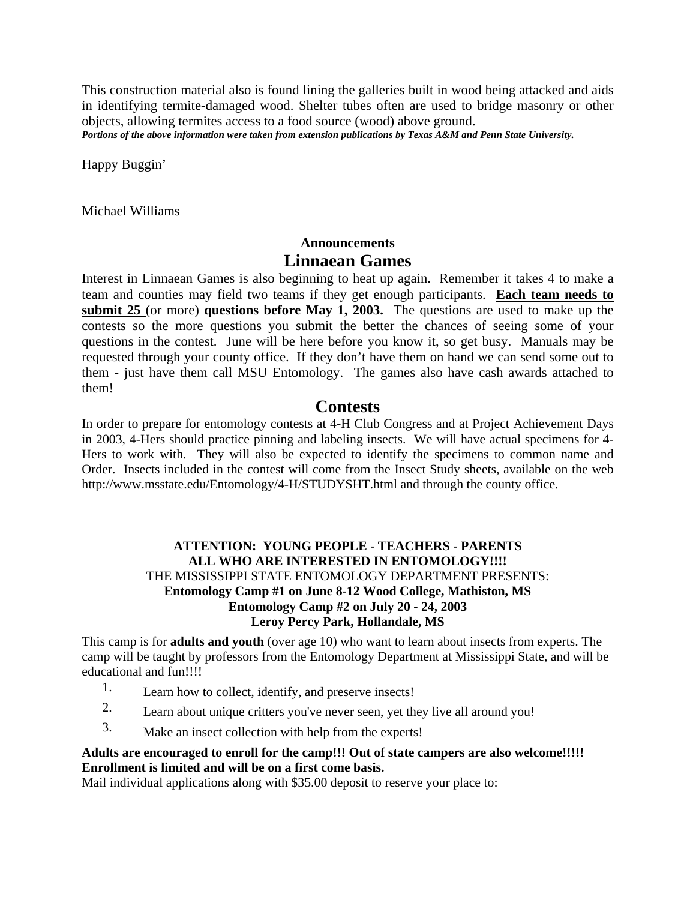This construction material also is found lining the galleries built in wood being attacked and aids in identifying termite-damaged wood. Shelter tubes often are used to bridge masonry or other objects, allowing termites access to a food source (wood) above ground.
***Portions of the above information were taken from extension publications by Texas A&M and Penn State University.***

Happy Buggin'

Michael Williams

### Announcements

## Linnaean Games

Interest in Linnaean Games is also beginning to heat up again. Remember it takes 4 to make a team and counties may field two teams if they get enough participants. **Each team needs to submit 25** (or more) **questions before May 1, 2003.** The questions are used to make up the contests so the more questions you submit the better the chances of seeing some of your questions in the contest. June will be here before you know it, so get busy. Manuals may be requested through your county office. If they don't have them on hand we can send some out to them - just have them call MSU Entomology. The games also have cash awards attached to them!

## Contests

In order to prepare for entomology contests at 4-H Club Congress and at Project Achievement Days in 2003, 4-Hers should practice pinning and labeling insects. We will have actual specimens for 4-Hers to work with. They will also be expected to identify the specimens to common name and Order. Insects included in the contest will come from the Insect Study sheets, available on the web http://www.msstate.edu/Entomology/4-H/STUDYSHT.html and through the county office.

**ATTENTION: YOUNG PEOPLE - TEACHERS - PARENTS**
**ALL WHO ARE INTERESTED IN ENTOMOLOGY!!!!**
THE MISSISSIPPI STATE ENTOMOLOGY DEPARTMENT PRESENTS:
**Entomology Camp #1 on June 8-12 Wood College, Mathiston, MS**
**Entomology Camp #2 on July 20 - 24, 2003**
**Leroy Percy Park, Hollandale, MS**

This camp is for **adults and youth** (over age 10) who want to learn about insects from experts. The camp will be taught by professors from the Entomology Department at Mississippi State, and will be educational and fun!!!!

1. Learn how to collect, identify, and preserve insects!
2. Learn about unique critters you've never seen, yet they live all around you!
3. Make an insect collection with help from the experts!

**Adults are encouraged to enroll for the camp!!! Out of state campers are also welcome!!!!!**
**Enrollment is limited and will be on a first come basis.**
Mail individual applications along with $35.00 deposit to reserve your place to: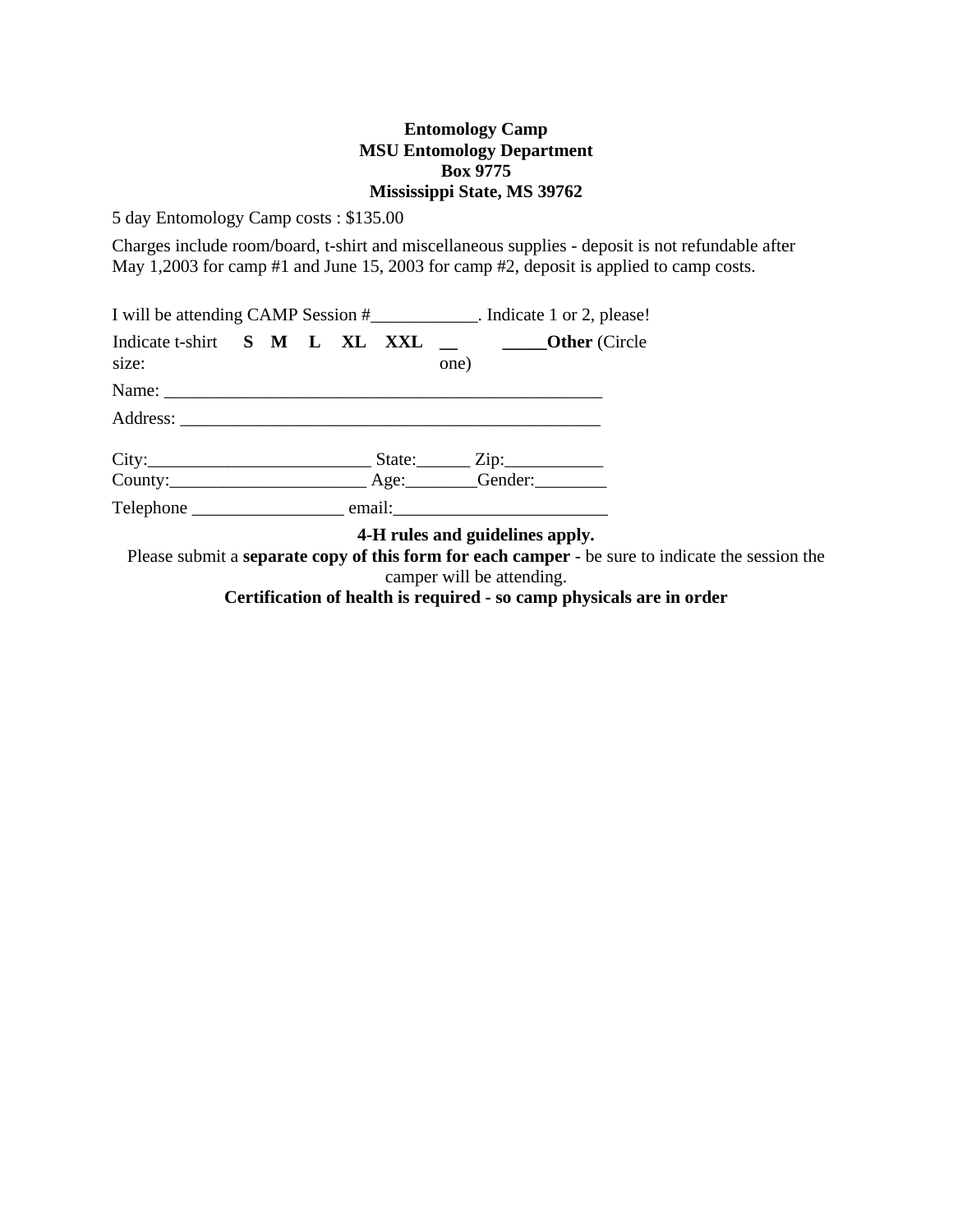**Entomology Camp**
**MSU Entomology Department**
**Box 9775**
**Mississippi State, MS 39762**

5 day Entomology Camp costs : $135.00

Charges include room/board, t-shirt and miscellaneous supplies - deposit is not refundable after May 1,2003 for camp #1 and June 15, 2003 for camp #2, deposit is applied to camp costs.

I will be attending CAMP Session #____________. Indicate 1 or 2, please!

Indicate t-shirt size: **S M L XL XXL __ _____Other** (Circle one)

Name: __________________________________________________

Address: ________________________________________________

City:_________________________ State:______ Zip:___________
County:______________________ Age:________Gender:________

Telephone _________________ email:________________________

**4-H rules and guidelines apply.**

Please submit a **separate copy of this form for each camper** - be sure to indicate the session the camper will be attending.

**Certification of health is required - so camp physicals are in order**